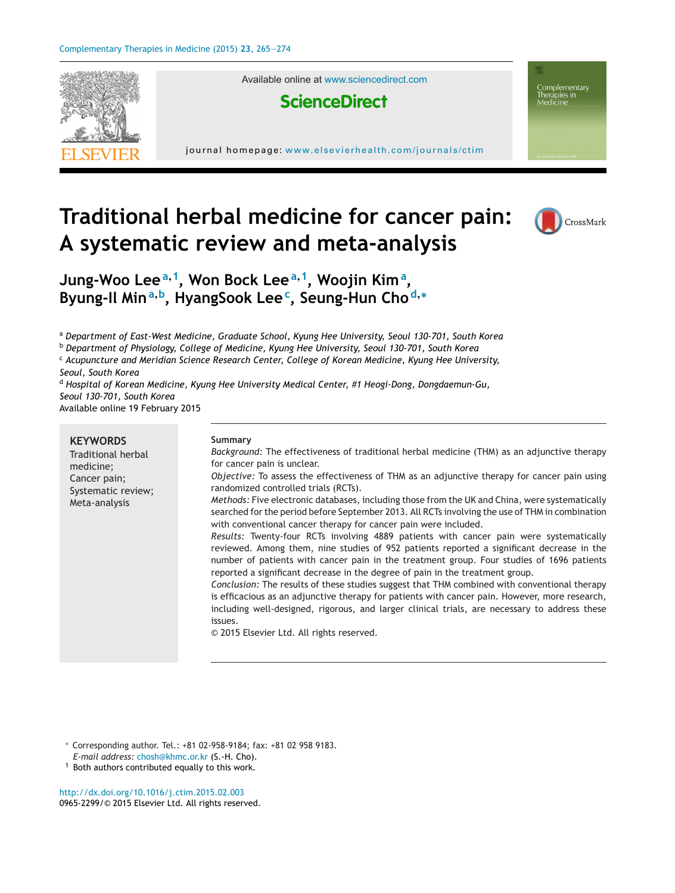# Traditional herbal medicine for cancer pain: A systematic review and meta-analysis

Jung-Woo Lee[a,1], Won Bock Lee[a,1], Woojin Kim[a], Byung-Il Min[a,b], HyangSook Lee[c], Seung-Hun Cho[d,*]

[a] Department of East-West Medicine, Graduate School, Kyung Hee University, Seoul 130-701, South Korea
[b] Department of Physiology, College of Medicine, Kyung Hee University, Seoul 130-701, South Korea
[c] Acupuncture and Meridian Science Research Center, College of Korean Medicine, Kyung Hee University, Seoul, South Korea
[d] Hospital of Korean Medicine, Kyung Hee University Medical Center, #1 Heogi-Dong, Dongdaemun-Gu, Seoul 130-701, South Korea

Available online 19 February 2015

**KEYWORDS**
Traditional herbal medicine;
Cancer pain;
Systematic review;
Meta-analysis

**Summary**

*Background:* The effectiveness of traditional herbal medicine (THM) as an adjunctive therapy for cancer pain is unclear.

*Objective:* To assess the effectiveness of THM as an adjunctive therapy for cancer pain using randomized controlled trials (RCTs).

*Methods:* Five electronic databases, including those from the UK and China, were systematically searched for the period before September 2013. All RCTs involving the use of THM in combination with conventional cancer therapy for cancer pain were included.

*Results:* Twenty-four RCTs involving 4889 patients with cancer pain were systematically reviewed. Among them, nine studies of 952 patients reported a significant decrease in the number of patients with cancer pain in the treatment group. Four studies of 1696 patients reported a significant decrease in the degree of pain in the treatment group.

*Conclusion:* The results of these studies suggest that THM combined with conventional therapy is efficacious as an adjunctive therapy for patients with cancer pain. However, more research, including well-designed, rigorous, and larger clinical trials, are necessary to address these issues.

© 2015 Elsevier Ltd. All rights reserved.

\* Corresponding author. Tel.: +81 02-958-9184; fax: +81 02 958 9183.
*E-mail address:* chosh@khmc.or.kr (S.-H. Cho).
[1] Both authors contributed equally to this work.

http://dx.doi.org/10.1016/j.ctim.2015.02.003
0965-2299/© 2015 Elsevier Ltd. All rights reserved.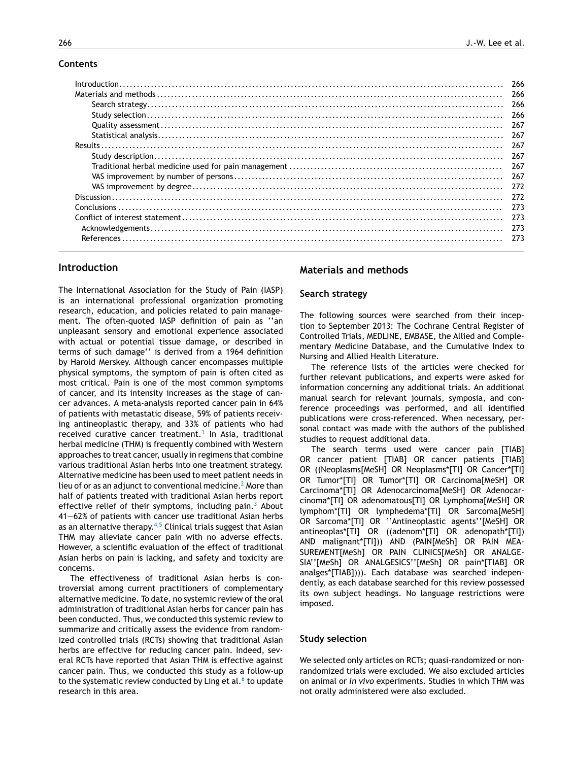## Contents

| | |
|---|---|
| Introduction | 266 |
| Materials and methods | 266 |
| Search strategy | 266 |
| Study selection | 266 |
| Quality assessment | 267 |
| Statistical analysis | 267 |
| Results | 267 |
| Study description | 267 |
| Traditional herbal medicine used for pain management | 267 |
| VAS improvement by number of persons | 267 |
| VAS improvement by degree | 272 |
| Discussion | 272 |
| Conclusions | 273 |
| Conflict of interest statement | 273 |
| Acknowledgements | 273 |
| References | 273 |

## Introduction

The International Association for the Study of Pain (IASP) is an international professional organization promoting research, education, and policies related to pain management. The often-quoted IASP definition of pain as ''an unpleasant sensory and emotional experience associated with actual or potential tissue damage, or described in terms of such damage'' is derived from a 1964 definition by Harold Merskey. Although cancer encompasses multiple physical symptoms, the symptom of pain is often cited as most critical. Pain is one of the most common symptoms of cancer, and its intensity increases as the stage of cancer advances. A meta-analysis reported cancer pain in 64% of patients with metastatic disease, 59% of patients receiving antineoplastic therapy, and 33% of patients who had received curative cancer treatment.[1] In Asia, traditional herbal medicine (THM) is frequently combined with Western approaches to treat cancer, usually in regimens that combine various traditional Asian herbs into one treatment strategy. Alternative medicine has been used to meet patient needs in lieu of or as an adjunct to conventional medicine.[2] More than half of patients treated with traditional Asian herbs report effective relief of their symptoms, including pain.[3] About 41—62% of patients with cancer use traditional Asian herbs as an alternative therapy.[4,5] Clinical trials suggest that Asian THM may alleviate cancer pain with no adverse effects. However, a scientific evaluation of the effect of traditional Asian herbs on pain is lacking, and safety and toxicity are concerns.

The effectiveness of traditional Asian herbs is controversial among current practitioners of complementary alternative medicine. To date, no systemic review of the oral administration of traditional Asian herbs for cancer pain has been conducted. Thus, we conducted this systemic review to summarize and critically assess the evidence from randomized controlled trials (RCTs) showing that traditional Asian herbs are effective for reducing cancer pain. Indeed, several RCTs have reported that Asian THM is effective against cancer pain. Thus, we conducted this study as a follow-up to the systematic review conducted by Ling et al.[6] to update research in this area.

## Materials and methods

### Search strategy

The following sources were searched from their inception to September 2013: The Cochrane Central Register of Controlled Trials, MEDLINE, EMBASE, the Allied and Complementary Medicine Database, and the Cumulative Index to Nursing and Allied Health Literature.

The reference lists of the articles were checked for further relevant publications, and experts were asked for information concerning any additional trials. An additional manual search for relevant journals, symposia, and conference proceedings was performed, and all identified publications were cross-referenced. When necessary, personal contact was made with the authors of the published studies to request additional data.

The search terms used were cancer pain [TIAB] OR cancer patient [TIAB] OR cancer patients [TIAB] OR ((Neoplasms[MeSH] OR Neoplasms*[TI] OR Cancer*[TI] OR Tumor*[TI] OR Tumor*[TI] OR Carcinoma[MeSH] OR Carcinoma*[TI] OR Adenocarcinoma[MeSH] OR Adenocarcinoma*[TI] OR adenomatous[TI] OR Lymphoma[MeSH] OR lymphom*[TI] OR lymphedema*[TI] OR Sarcoma[MeSH] OR Sarcoma*[TI] OR ''Antineoplastic agents''[MeSH] OR antineoplas*[TI] OR ((adenom*[TI] OR adenopath*[TI]) AND malignant*[TI])) AND (PAIN[MeSh] OR PAIN MEASUREMENT[MeSh] OR PAIN CLINICS[MeSh] OR ANALGESIA''[MeSh] OR ANALGESICS''[MeSh] OR pain*[TIAB] OR analges*[TIAB]))). Each database was searched independently, as each database searched for this review possessed its own subject headings. No language restrictions were imposed.

### Study selection

We selected only articles on RCTs; quasi-randomized or non-randomized trials were excluded. We also excluded articles on animal or *in vivo* experiments. Studies in which THM was not orally administered were also excluded.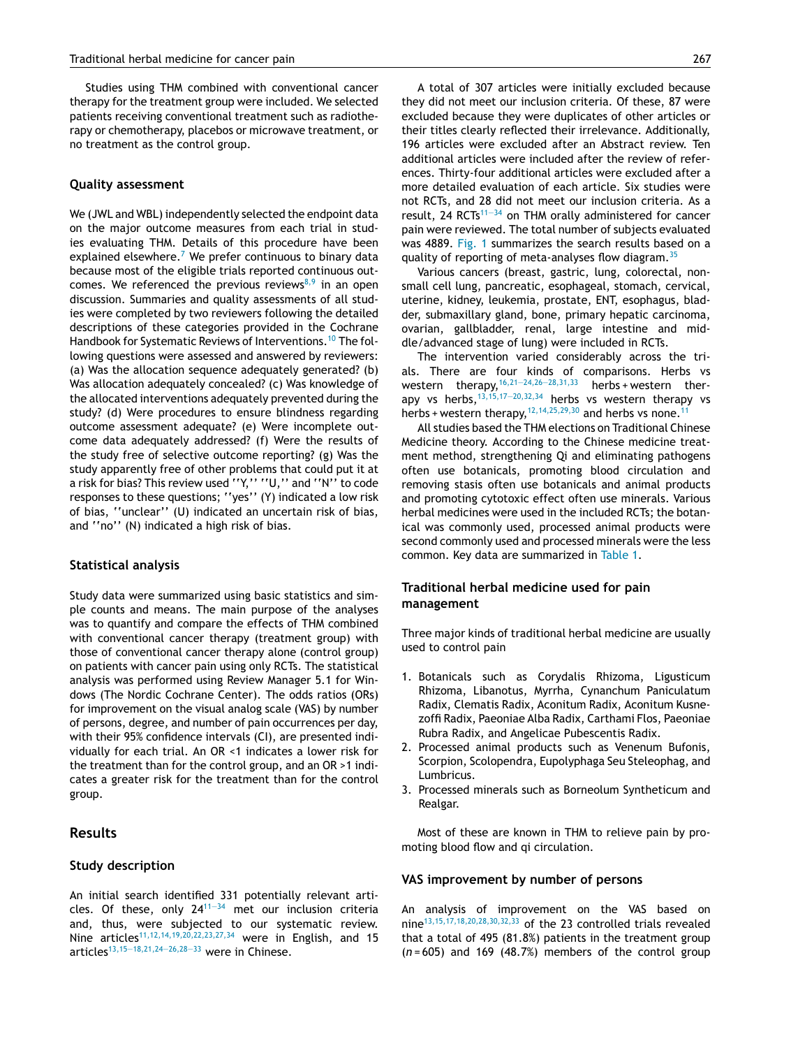Studies using THM combined with conventional cancer therapy for the treatment group were included. We selected patients receiving conventional treatment such as radiotherapy or chemotherapy, placebos or microwave treatment, or no treatment as the control group.

### Quality assessment

We (JWL and WBL) independently selected the endpoint data on the major outcome measures from each trial in studies evaluating THM. Details of this procedure have been explained elsewhere.[7] We prefer continuous to binary data because most of the eligible trials reported continuous outcomes. We referenced the previous reviews[8,9] in an open discussion. Summaries and quality assessments of all studies were completed by two reviewers following the detailed descriptions of these categories provided in the Cochrane Handbook for Systematic Reviews of Interventions.[10] The following questions were assessed and answered by reviewers: (a) Was the allocation sequence adequately generated? (b) Was allocation adequately concealed? (c) Was knowledge of the allocated interventions adequately prevented during the study? (d) Were procedures to ensure blindness regarding outcome assessment adequate? (e) Were incomplete outcome data adequately addressed? (f) Were the results of the study free of selective outcome reporting? (g) Was the study apparently free of other problems that could put it at a risk for bias? This review used ''Y,'' ''U,'' and ''N'' to code responses to these questions; ''yes'' (Y) indicated a low risk of bias, ''unclear'' (U) indicated an uncertain risk of bias, and ''no'' (N) indicated a high risk of bias.

### Statistical analysis

Study data were summarized using basic statistics and simple counts and means. The main purpose of the analyses was to quantify and compare the effects of THM combined with conventional cancer therapy (treatment group) with those of conventional cancer therapy alone (control group) on patients with cancer pain using only RCTs. The statistical analysis was performed using Review Manager 5.1 for Windows (The Nordic Cochrane Center). The odds ratios (ORs) for improvement on the visual analog scale (VAS) by number of persons, degree, and number of pain occurrences per day, with their 95% confidence intervals (CI), are presented individually for each trial. An OR <1 indicates a lower risk for the treatment than for the control group, and an OR >1 indicates a greater risk for the treatment than for the control group.

## Results

### Study description

An initial search identified 331 potentially relevant articles. Of these, only 24[11–34] met our inclusion criteria and, thus, were subjected to our systematic review. Nine articles[11,12,14,19,20,22,23,27,34] were in English, and 15 articles[13,15–18,21,24–26,28–33] were in Chinese.

A total of 307 articles were initially excluded because they did not meet our inclusion criteria. Of these, 87 were excluded because they were duplicates of other articles or their titles clearly reflected their irrelevance. Additionally, 196 articles were excluded after an Abstract review. Ten additional articles were included after the review of references. Thirty-four additional articles were excluded after a more detailed evaluation of each article. Six studies were not RCTs, and 28 did not meet our inclusion criteria. As a result, 24 RCTs[11–34] on THM orally administered for cancer pain were reviewed. The total number of subjects evaluated was 4889. Fig. 1 summarizes the search results based on a quality of reporting of meta-analyses flow diagram.[35]

Various cancers (breast, gastric, lung, colorectal, non-small cell lung, pancreatic, esophageal, stomach, cervical, uterine, kidney, leukemia, prostate, ENT, esophagus, bladder, submaxillary gland, bone, primary hepatic carcinoma, ovarian, gallbladder, renal, large intestine and middle/advanced stage of lung) were included in RCTs.

The intervention varied considerably across the trials. There are four kinds of comparisons. Herbs vs western therapy,[16,21–24,26–28,31,33] herbs + western therapy vs herbs,[13,15,17–20,32,34] herbs vs western therapy vs herbs + western therapy,[12,14,25,29,30] and herbs vs none.[11]

All studies based the THM elections on Traditional Chinese Medicine theory. According to the Chinese medicine treatment method, strengthening Qi and eliminating pathogens often use botanicals, promoting blood circulation and removing stasis often use botanicals and animal products and promoting cytotoxic effect often use minerals. Various herbal medicines were used in the included RCTs; the botanical was commonly used, processed animal products were second commonly used and processed minerals were the less common. Key data are summarized in Table 1.

### Traditional herbal medicine used for pain management

Three major kinds of traditional herbal medicine are usually used to control pain

1. Botanicals such as Corydalis Rhizoma, Ligusticum Rhizoma, Libanotus, Myrrha, Cynanchum Paniculatum Radix, Clematis Radix, Aconitum Radix, Aconitum Kusnezoffi Radix, Paeoniae Alba Radix, Carthami Flos, Paeoniae Rubra Radix, and Angelicae Pubescentis Radix.
2. Processed animal products such as Venenum Bufonis, Scorpion, Scolopendra, Eupolyphaga Seu Steleophag, and Lumbricus.
3. Processed minerals such as Borneolum Syntheticum and Realgar.

Most of these are known in THM to relieve pain by promoting blood flow and qi circulation.

### VAS improvement by number of persons

An analysis of improvement on the VAS based on nine[13,15,17,18,20,28,30,32,33] of the 23 controlled trials revealed that a total of 495 (81.8%) patients in the treatment group ($n = 605$) and 169 (48.7%) members of the control group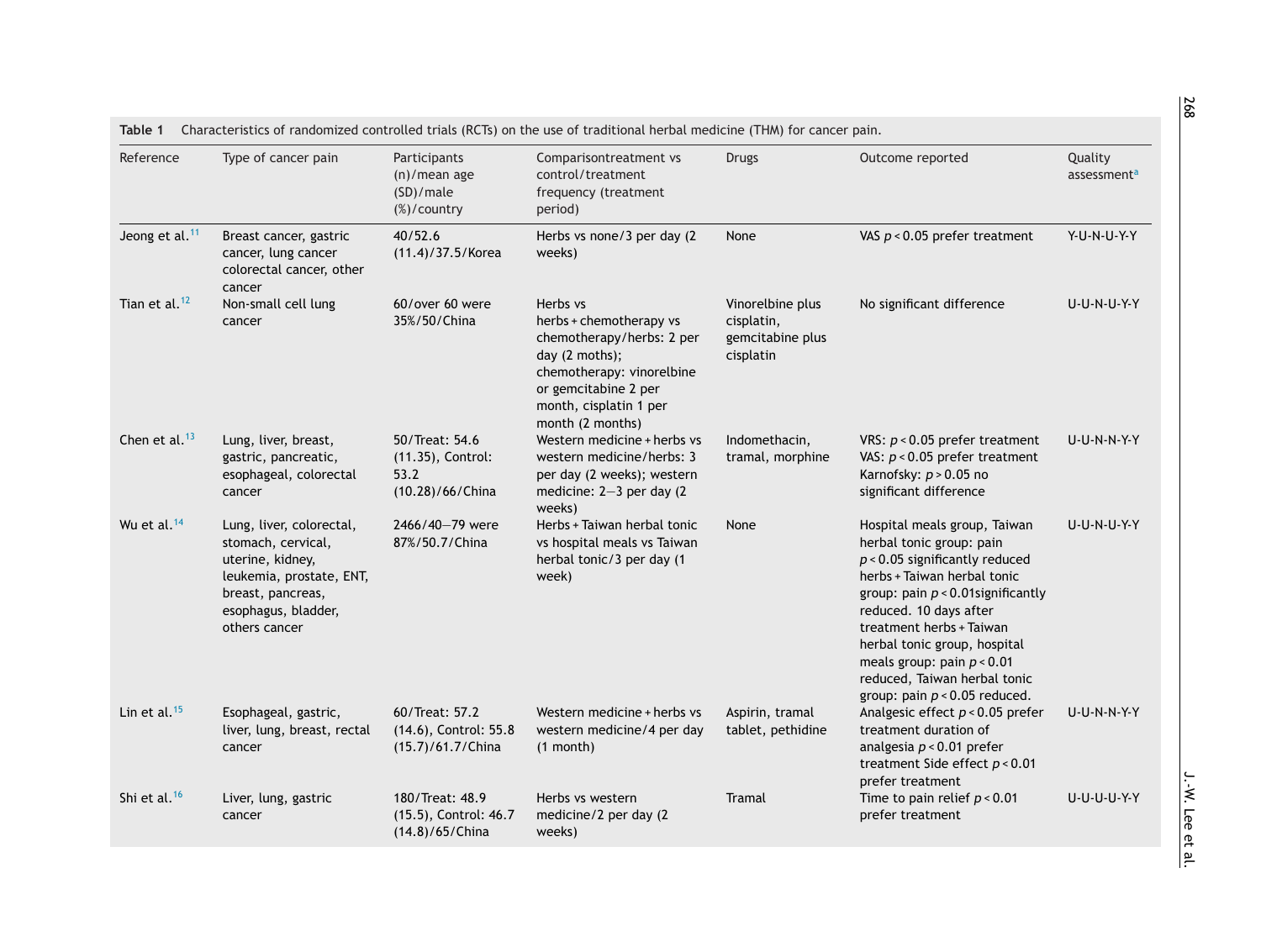Table 1 Characteristics of randomized controlled trials (RCTs) on the use of traditional herbal medicine (THM) for cancer pain.

| Reference | Type of cancer pain | Participants (n)/mean age (SD)/male (%)/country | Comparisontreatment vs control/treatment frequency (treatment period) | Drugs | Outcome reported | Quality assessment[a] |
|---|---|---|---|---|---|---|
| Jeong et al.[11] | Breast cancer, gastric cancer, lung cancer colorectal cancer, other cancer | 40/52.6 (11.4)/37.5/Korea | Herbs vs none/3 per day (2 weeks) | None | VAS $p < 0.05$ prefer treatment | Y-U-N-U-Y-Y |
| Tian et al.[12] | Non-small cell lung cancer | 60/over 60 were 35%/50/China | Herbs vs herbs + chemotherapy vs chemotherapy/herbs: 2 per day (2 moths); chemotherapy: vinorelbine or gemcitabine 2 per month, cisplatin 1 per month (2 months) | Vinorelbine plus cisplatin, gemcitabine plus cisplatin | No significant difference | U-U-N-U-Y-Y |
| Chen et al.[13] | Lung, liver, breast, gastric, pancreatic, esophageal, colorectal cancer | 50/Treat: 54.6 (11.35), Control: 53.2 (10.28)/66/China | Western medicine + herbs vs western medicine/herbs: 3 per day (2 weeks); western medicine: 2–3 per day (2 weeks) | Indomethacin, tramal, morphine | VRS: $p < 0.05$ prefer treatment VAS: $p < 0.05$ prefer treatment Karnofsky: $p > 0.05$ no significant difference | U-U-N-N-Y-Y |
| Wu et al.[14] | Lung, liver, colorectal, stomach, cervical, uterine, kidney, leukemia, prostate, ENT, breast, pancreas, esophagus, bladder, others cancer | 2466/40–79 were 87%/50.7/China | Herbs + Taiwan herbal tonic vs hospital meals vs Taiwan herbal tonic/3 per day (1 week) | None | Hospital meals group, Taiwan herbal tonic group: pain $p < 0.05$ significantly reduced herbs + Taiwan herbal tonic group: pain $p < 0.01$significantly reduced. 10 days after treatment herbs + Taiwan herbal tonic group, hospital meals group: pain $p < 0.01$ reduced, Taiwan herbal tonic group: pain $p < 0.05$ reduced. | U-U-N-U-Y-Y |
| Lin et al.[15] | Esophageal, gastric, liver, lung, breast, rectal cancer | 60/Treat: 57.2 (14.6), Control: 55.8 (15.7)/61.7/China | Western medicine + herbs vs western medicine/4 per day (1 month) | Aspirin, tramal tablet, pethidine | Analgesic effect $p < 0.05$ prefer treatment duration of analgesia $p < 0.01$ prefer treatment Side effect $p < 0.01$ prefer treatment | U-U-N-N-Y-Y |
| Shi et al.[16] | Liver, lung, gastric cancer | 180/Treat: 48.9 (15.5), Control: 46.7 (14.8)/65/China | Herbs vs western medicine/2 per day (2 weeks) | Tramal | Time to pain relief $p < 0.01$ prefer treatment | U-U-U-U-Y-Y |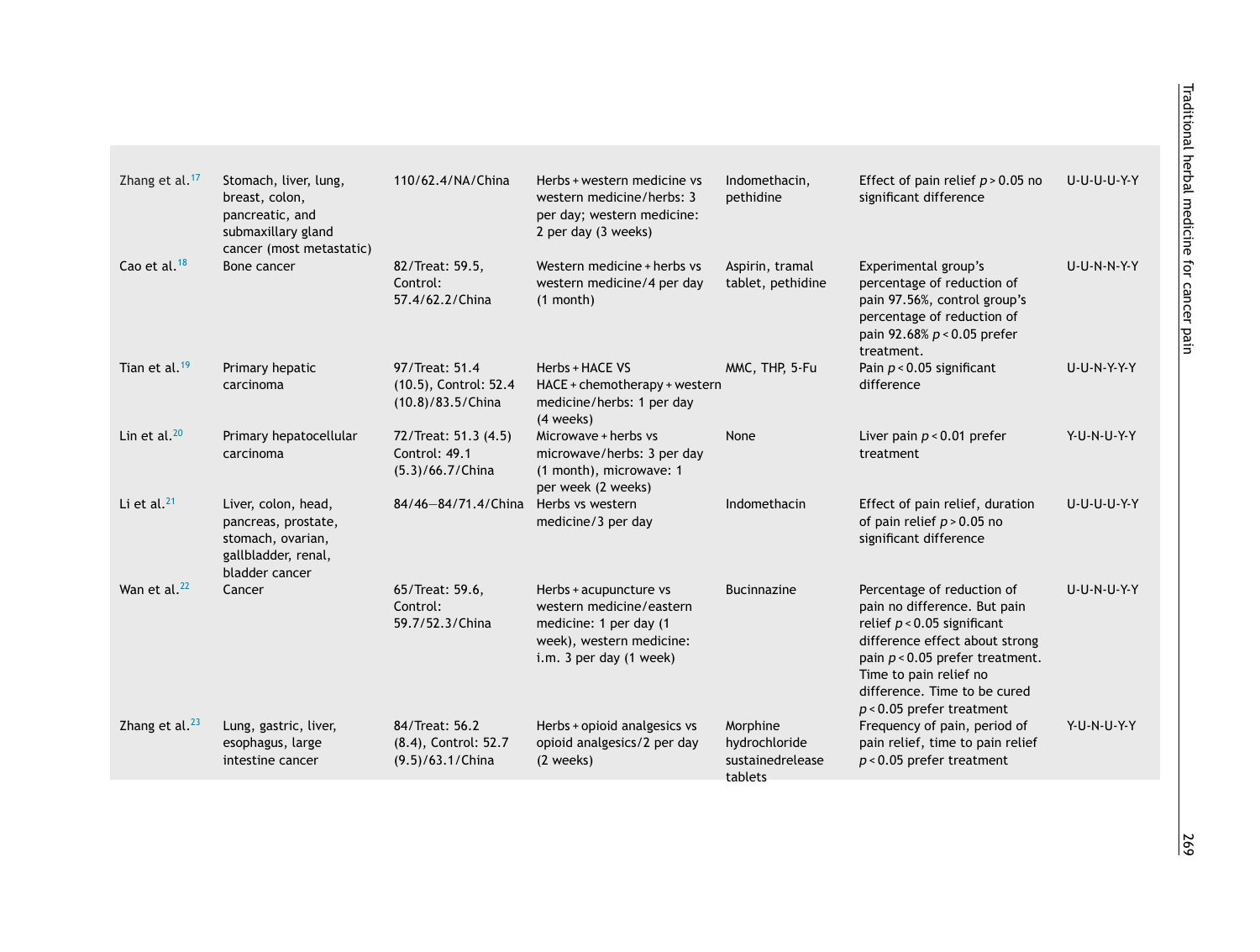| | | | | | | |
|---|---|---|---|---|---|---|
| Zhang et al.[17] | Stomach, liver, lung, breast, colon, pancreatic, and submaxillary gland cancer (most metastatic) | 110/62.4/NA/China | Herbs + western medicine vs western medicine/herbs: 3 per day; western medicine: 2 per day (3 weeks) | Indomethacin, pethidine | Effect of pain relief $p > 0.05$ no significant difference | U-U-U-U-Y-Y |
| Cao et al.[18] | Bone cancer | 82/Treat: 59.5, Control: 57.4/62.2/China | Western medicine + herbs vs western medicine/4 per day (1 month) | Aspirin, tramal tablet, pethidine | Experimental group's percentage of reduction of pain 97.56%, control group's percentage of reduction of pain 92.68% $p < 0.05$ prefer treatment. | U-U-N-N-Y-Y |
| Tian et al.[19] | Primary hepatic carcinoma | 97/Treat: 51.4 (10.5), Control: 52.4 (10.8)/83.5/China | Herbs + HACE VS HACE + chemotherapy + western medicine/herbs: 1 per day (4 weeks) | MMC, THP, 5-Fu | Pain $p < 0.05$ significant difference | U-U-N-Y-Y-Y |
| Lin et al.[20] | Primary hepatocellular carcinoma | 72/Treat: 51.3 (4.5) Control: 49.1 (5.3)/66.7/China | Microwave + herbs vs microwave/herbs: 3 per day (1 month), microwave: 1 per week (2 weeks) | None | Liver pain $p < 0.01$ prefer treatment | Y-U-N-U-Y-Y |
| Li et al.[21] | Liver, colon, head, pancreas, prostate, stomach, ovarian, gallbladder, renal, bladder cancer | 84/46—84/71.4/China | Herbs vs western medicine/3 per day | Indomethacin | Effect of pain relief, duration of pain relief $p > 0.05$ no significant difference | U-U-U-U-Y-Y |
| Wan et al.[22] | Cancer | 65/Treat: 59.6, Control: 59.7/52.3/China | Herbs + acupuncture vs western medicine/eastern medicine: 1 per day (1 week), western medicine: i.m. 3 per day (1 week) | Bucinnazine | Percentage of reduction of pain no difference. But pain relief $p < 0.05$ significant difference effect about strong pain $p < 0.05$ prefer treatment. Time to pain relief no difference. Time to be cured $p < 0.05$ prefer treatment | U-U-N-U-Y-Y |
| Zhang et al.[23] | Lung, gastric, liver, esophagus, large intestine cancer | 84/Treat: 56.2 (8.4), Control: 52.7 (9.5)/63.1/China | Herbs + opioid analgesics vs opioid analgesics/2 per day (2 weeks) | Morphine hydrochloride sustainedrelease tablets | Frequency of pain, period of pain relief, time to pain relief $p < 0.05$ prefer treatment | Y-U-N-U-Y-Y |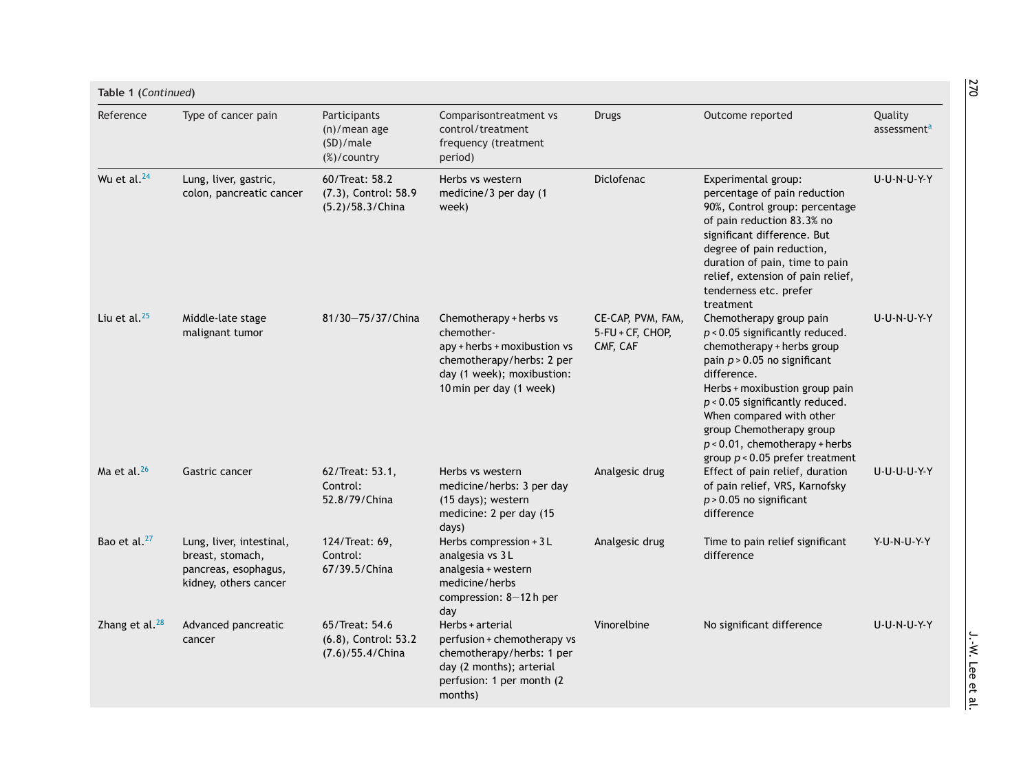**Table 1** (*Continued*)

| Reference | Type of cancer pain | Participants (n)/mean age (SD)/male (%)/country | Comparisontreatment vs control/treatment frequency (treatment period) | Drugs | Outcome reported | Quality assessment[a] |
|---|---|---|---|---|---|---|
| Wu et al.[24] | Lung, liver, gastric, colon, pancreatic cancer | 60/Treat: 58.2 (7.3), Control: 58.9 (5.2)/58.3/China | Herbs vs western medicine/3 per day (1 week) | Diclofenac | Experimental group: percentage of pain reduction 90%, Control group: percentage of pain reduction 83.3% no significant difference. But degree of pain reduction, duration of pain, time to pain relief, extension of pain relief, tenderness etc. prefer treatment | U-U-N-U-Y-Y |
| Liu et al.[25] | Middle-late stage malignant tumor | 81/30–75/37/China | Chemotherapy + herbs vs chemother-apy + herbs + moxibustion vs chemotherapy/herbs: 2 per day (1 week); moxibustion: 10 min per day (1 week) | CE-CAP, PVM, FAM, 5-FU + CF, CHOP, CMF, CAF | Chemotherapy group pain $p < 0.05$ significantly reduced. chemotherapy + herbs group pain $p > 0.05$ no significant difference. Herbs + moxibustion group pain $p < 0.05$ significantly reduced. When compared with other group Chemotherapy group $p < 0.01$, chemotherapy + herbs group $p < 0.05$ prefer treatment | U-U-N-U-Y-Y |
| Ma et al.[26] | Gastric cancer | 62/Treat: 53.1, Control: 52.8/79/China | Herbs vs western medicine/herbs: 3 per day (15 days); western medicine: 2 per day (15 days) | Analgesic drug | Effect of pain relief, duration of pain relief, VRS, Karnofsky $p > 0.05$ no significant difference | U-U-U-U-Y-Y |
| Bao et al.[27] | Lung, liver, intestinal, breast, stomach, pancreas, esophagus, kidney, others cancer | 124/Treat: 69, Control: 67/39.5/China | Herbs compression + 3 L analgesia vs 3 L analgesia + western medicine/herbs compression: 8–12 h per day | Analgesic drug | Time to pain relief significant difference | Y-U-N-U-Y-Y |
| Zhang et al.[28] | Advanced pancreatic cancer | 65/Treat: 54.6 (6.8), Control: 53.2 (7.6)/55.4/China | Herbs + arterial perfusion + chemotherapy vs chemotherapy/herbs: 1 per day (2 months); arterial perfusion: 1 per month (2 months) | Vinorelbine | No significant difference | U-U-N-U-Y-Y |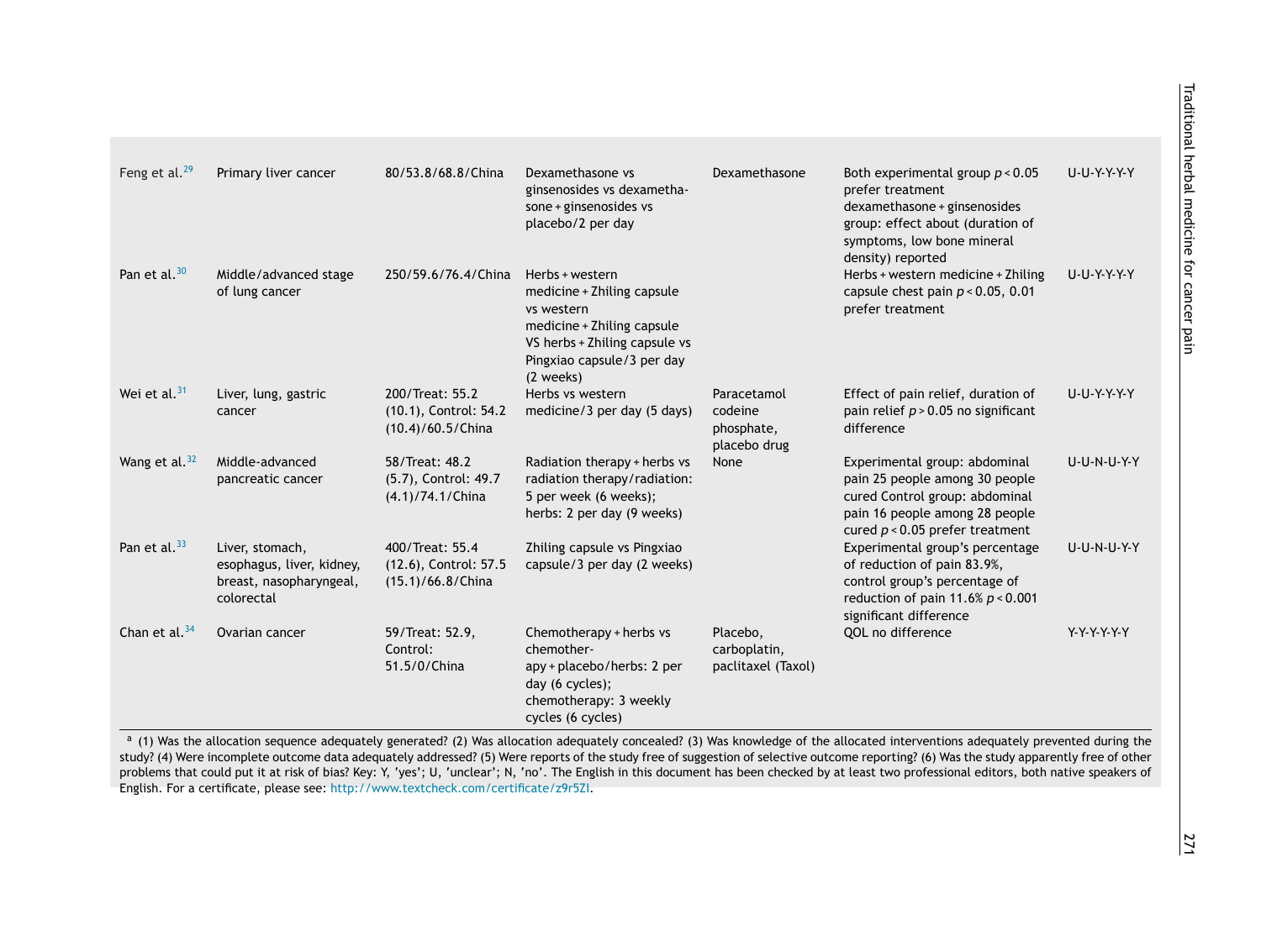| | | | | | | |
|---|---|---|---|---|---|---|
| Feng et al.[29] | Primary liver cancer | 80/53.8/68.8/China | Dexamethasone vs ginsenosides vs dexamethasone + ginsenosides vs placebo/2 per day | Dexamethasone | Both experimental group $p < 0.05$ prefer treatment dexamethasone + ginsenosides group: effect about (duration of symptoms, low bone mineral density) reported | U-U-Y-Y-Y-Y |
| Pan et al.[30] | Middle/advanced stage of lung cancer | 250/59.6/76.4/China | Herbs + western medicine + Zhiling capsule vs western medicine + Zhiling capsule VS herbs + Zhiling capsule vs Pingxiao capsule/3 per day (2 weeks) | | Herbs + western medicine + Zhiling capsule chest pain $p < 0.05$, 0.01 prefer treatment | U-U-Y-Y-Y-Y |
| Wei et al.[31] | Liver, lung, gastric cancer | 200/Treat: 55.2 (10.1), Control: 54.2 (10.4)/60.5/China | Herbs vs western medicine/3 per day (5 days) | Paracetamol codeine phosphate, placebo drug | Effect of pain relief, duration of pain relief $p > 0.05$ no significant difference | U-U-Y-Y-Y-Y |
| Wang et al.[32] | Middle-advanced pancreatic cancer | 58/Treat: 48.2 (5.7), Control: 49.7 (4.1)/74.1/China | Radiation therapy + herbs vs radiation therapy/radiation: 5 per week (6 weeks); herbs: 2 per day (9 weeks) | None | Experimental group: abdominal pain 25 people among 30 people cured Control group: abdominal pain 16 people among 28 people cured $p < 0.05$ prefer treatment | U-U-N-U-Y-Y |
| Pan et al.[33] | Liver, stomach, esophagus, liver, kidney, breast, nasopharyngeal, colorectal | 400/Treat: 55.4 (12.6), Control: 57.5 (15.1)/66.8/China | Zhiling capsule vs Pingxiao capsule/3 per day (2 weeks) | | Experimental group's percentage of reduction of pain 83.9%, control group's percentage of reduction of pain 11.6% $p < 0.001$ significant difference | U-U-N-U-Y-Y |
| Chan et al.[34] | Ovarian cancer | 59/Treat: 52.9, Control: 51.5/0/China | Chemotherapy + herbs vs chemotherapy + placebo/herbs: 2 per day (6 cycles); chemotherapy: 3 weekly cycles (6 cycles) | Placebo, carboplatin, paclitaxel (Taxol) | QOL no difference | Y-Y-Y-Y-Y-Y |

[a] (1) Was the allocation sequence adequately generated? (2) Was allocation adequately concealed? (3) Was knowledge of the allocated interventions adequately prevented during the study? (4) Were incomplete outcome data adequately addressed? (5) Were reports of the study free of suggestion of selective outcome reporting? (6) Was the study apparently free of other problems that could put it at risk of bias? Key: Y, 'yes'; U, 'unclear'; N, 'no'. The English in this document has been checked by at least two professional editors, both native speakers of English. For a certificate, please see: http://www.textcheck.com/certificate/z9r5ZI.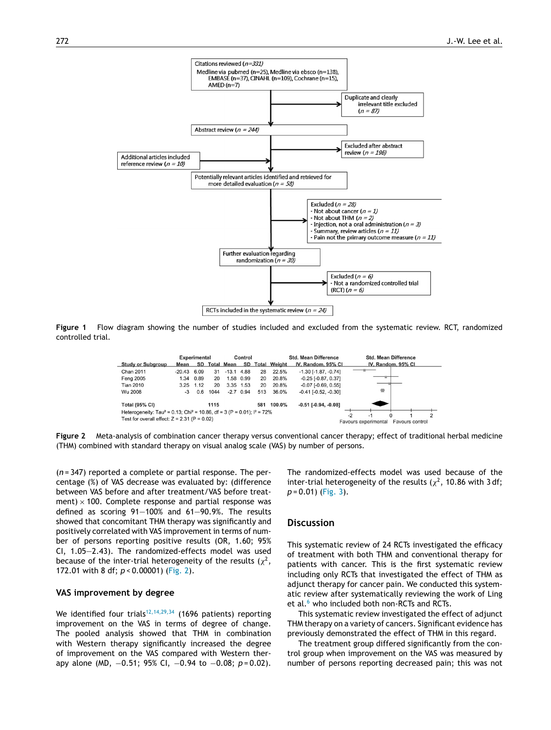Citations reviewed (n=331)
Medline via pubmed (n=25), Medline via ebsco (n=138), EMBASE (n=37), CINAHL (n=109), Cochrane (n=15), AMED (n=7)

Duplicate and clearly irrelevant title excluded (n = 87)

Abstract review (n = 244)

Excluded after abstract review (n = 196)

Additional articles included reference review (n = 10)

Potentially relevant articles identified and retrieved for more detailed evaluation (n = 58)

Excluded (n = 28)
- Not about cancer (n = 1)
- Not about THM (n = 2)
- Injection, not a oral administration (n = 3)
- Summary, review articles (n = 11)
- Pain not the primary outcome measure (n = 11)

Further evaluation regarding randomization (n = 30)

Excluded (n = 6)
- Not a randomized controlled trial (RCT) (n = 6)

RCTs included in the systematic review (n = 24)

**Figure 1** Flow diagram showing the number of studies included and excluded from the systematic review. RCT, randomized controlled trial.

| Study or Subgroup | Experimental Mean | Experimental SD | Experimental Total | Control Mean | Control SD | Control Total | Weight | Std. Mean Difference IV, Random, 95% CI |
|---|---|---|---|---|---|---|---|---|
| Chan 2011 | -20.43 | 6.09 | 31 | -13.1 | 4.88 | 28 | 22.5% | -1.30 [-1.87, -0.74] |
| Feng 2005 | 1.34 | 0.89 | 20 | 1.58 | 0.99 | 20 | 20.8% | -0.25 [-0.87, 0.37] |
| Tian 2010 | 3.25 | 1.12 | 20 | 3.35 | 1.53 | 20 | 20.8% | -0.07 [-0.69, 0.55] |
| Wu 2008 | -3 | 0.6 | 1044 | -2.7 | 0.94 | 513 | 36.0% | -0.41 [-0.52, -0.30] |
| **Total (95% CI)** | | | 1115 | | | 581 | 100.0% | **-0.51 [-0.94, -0.08]** |

Heterogeneity: Tau² = 0.13; Chi² = 10.86, df = 3 (P = 0.01); I² = 72%
Test for overall effect: Z = 2.31 (P = 0.02)

Favours experimental / Favours control

**Figure 2** Meta-analysis of combination cancer therapy versus conventional cancer therapy; effect of traditional herbal medicine (THM) combined with standard therapy on visual analog scale (VAS) by number of persons.

($n$ = 347) reported a complete or partial response. The percentage (%) of VAS decrease was evaluated by: (difference between VAS before and after treatment/VAS before treatment) × 100. Complete response and partial response was defined as scoring 91—100% and 61—90.9%. The results showed that concomitant THM therapy was significantly and positively correlated with VAS improvement in terms of number of persons reporting positive results (OR, 1.60; 95% CI, 1.05—2.43). The randomized-effects model was used because of the inter-trial heterogeneity of the results ($\chi^2$, 172.01 with 8 df; $p$ < 0.00001) (Fig. 2).

### VAS improvement by degree

We identified four trials[12,14,29,34] (1696 patients) reporting improvement on the VAS in terms of degree of change. The pooled analysis showed that THM in combination with Western therapy significantly increased the degree of improvement on the VAS compared with Western therapy alone (MD, −0.51; 95% CI, −0.94 to −0.08; $p$ = 0.02). The randomized-effects model was used because of the inter-trial heterogeneity of the results ($\chi^2$, 10.86 with 3 df; $p$ = 0.01) (Fig. 3).

## Discussion

This systematic review of 24 RCTs investigated the efficacy of treatment with both THM and conventional therapy for patients with cancer. This is the first systematic review including only RCTs that investigated the effect of THM as adjunct therapy for cancer pain. We conducted this systematic review after systematically reviewing the work of Ling et al.[6] who included both non-RCTs and RCTs.

This systematic review investigated the effect of adjunct THM therapy on a variety of cancers. Significant evidence has previously demonstrated the effect of THM in this regard.

The treatment group differed significantly from the control group when improvement on the VAS was measured by number of persons reporting decreased pain; this was not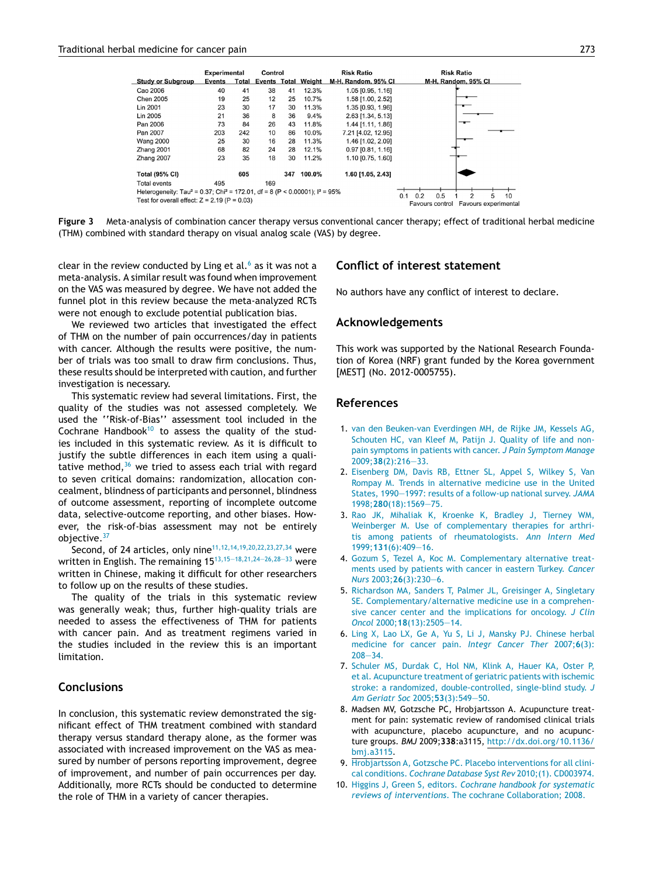| Study or Subgroup | Experimental Events | Experimental Total | Control Events | Control Total | Weight | Risk Ratio M-H, Random, 95% CI |
|---|---|---|---|---|---|---|
| Cao 2006 | 40 | 41 | 38 | 41 | 12.3% | 1.05 [0.95, 1.16] |
| Chen 2005 | 19 | 25 | 12 | 25 | 10.7% | 1.58 [1.00, 2.52] |
| Lin 2001 | 23 | 30 | 17 | 30 | 11.3% | 1.35 [0.93, 1.96] |
| Lin 2005 | 21 | 36 | 8 | 36 | 9.4% | 2.63 [1.34, 5.13] |
| Pan 2006 | 73 | 84 | 26 | 43 | 11.8% | 1.44 [1.11, 1.86] |
| Pan 2007 | 203 | 242 | 10 | 86 | 10.0% | 7.21 [4.02, 12.95] |
| Wang 2000 | 25 | 30 | 16 | 28 | 11.3% | 1.46 [1.02, 2.09] |
| Zhang 2001 | 68 | 82 | 24 | 28 | 12.1% | 0.97 [0.81, 1.16] |
| Zhang 2007 | 23 | 35 | 18 | 30 | 11.2% | 1.10 [0.75, 1.60] |
| **Total (95% CI)** | | **605** | | **347** | **100.0%** | **1.60 [1.05, 2.43]** |
| Total events | 495 | | 169 | | | |

Heterogeneity: $Tau^2 = 0.37$; $Chi^2 = 172.01$, df = 8 ($P < 0.00001$); $I^2 = 95\%$
Test for overall effect: $Z = 2.19$ ($P = 0.03$)

Favours control | Favours experimental

**Figure 3** Meta-analysis of combination cancer therapy versus conventional cancer therapy; effect of traditional herbal medicine (THM) combined with standard therapy on visual analog scale (VAS) by degree.

clear in the review conducted by Ling et al.[6] as it was not a meta-analysis. A similar result was found when improvement on the VAS was measured by degree. We have not added the funnel plot in this review because the meta-analyzed RCTs were not enough to exclude potential publication bias.

We reviewed two articles that investigated the effect of THM on the number of pain occurrences/day in patients with cancer. Although the results were positive, the number of trials was too small to draw firm conclusions. Thus, these results should be interpreted with caution, and further investigation is necessary.

This systematic review had several limitations. First, the quality of the studies was not assessed completely. We used the ''Risk-of-Bias'' assessment tool included in the Cochrane Handbook[10] to assess the quality of the studies included in this systematic review. As it is difficult to justify the subtle differences in each item using a qualitative method,[36] we tried to assess each trial with regard to seven critical domains: randomization, allocation concealment, blindness of participants and personnel, blindness of outcome assessment, reporting of incomplete outcome data, selective-outcome reporting, and other biases. However, the risk-of-bias assessment may not be entirely objective.[37]

Second, of 24 articles, only nine[11,12,14,19,20,22,23,27,34] were written in English. The remaining 15[13,15–18,21,24–26,28–33] were written in Chinese, making it difficult for other researchers to follow up on the results of these studies.

The quality of the trials in this systematic review was generally weak; thus, further high-quality trials are needed to assess the effectiveness of THM for patients with cancer pain. And as treatment regimens varied in the studies included in the review this is an important limitation.

## Conclusions

In conclusion, this systematic review demonstrated the significant effect of THM treatment combined with standard therapy versus standard therapy alone, as the former was associated with increased improvement on the VAS as measured by number of persons reporting improvement, degree of improvement, and number of pain occurrences per day. Additionally, more RCTs should be conducted to determine the role of THM in a variety of cancer therapies.

## Conflict of interest statement

No authors have any conflict of interest to declare.

## Acknowledgements

This work was supported by the National Research Foundation of Korea (NRF) grant funded by the Korea government [MEST] (No. 2012-0005755).

## References

1. van den Beuken-van Everdingen MH, de Rijke JM, Kessels AG, Schouten HC, van Kleef M, Patijn J. Quality of life and non-pain symptoms in patients with cancer. *J Pain Symptom Manage* 2009;**38**(2):216–33.
2. Eisenberg DM, Davis RB, Ettner SL, Appel S, Wilkey S, Van Rompay M. Trends in alternative medicine use in the United States, 1990–1997: results of a follow-up national survey. *JAMA* 1998;**280**(18):1569–75.
3. Rao JK, Mihaliak K, Kroenke K, Bradley J, Tierney WM, Weinberger M. Use of complementary therapies for arthritis among patients of rheumatologists. *Ann Intern Med* 1999;**131**(6):409–16.
4. Gozum S, Tezel A, Koc M. Complementary alternative treatments used by patients with cancer in eastern Turkey. *Cancer Nurs* 2003;**26**(3):230–6.
5. Richardson MA, Sanders T, Palmer JL, Greisinger A, Singletary SE. Complementary/alternative medicine use in a comprehensive cancer center and the implications for oncology. *J Clin Oncol* 2000;**18**(13):2505–14.
6. Ling X, Lao LX, Ge A, Yu S, Li J, Mansky PJ. Chinese herbal medicine for cancer pain. *Integr Cancer Ther* 2007;**6**(3):208–34.
7. Schuler MS, Durdak C, Hol NM, Klink A, Hauer KA, Oster P, et al. Acupuncture treatment of geriatric patients with ischemic stroke: a randomized, double-controlled, single-blind study. *J Am Geriatr Soc* 2005;**53**(3):549–50.
8. Madsen MV, Gotzsche PC, Hrobjartsson A. Acupuncture treatment for pain: systematic review of randomised clinical trials with acupuncture, placebo acupuncture, and no acupuncture groups. *BMJ* 2009;**338**:a3115, http://dx.doi.org/10.1136/bmj.a3115.
9. Hrobjartsson A, Gotzsche PC. Placebo interventions for all clinical conditions. *Cochrane Database Syst Rev* 2010;(1). CD003974.
10. Higgins J, Green S, editors. *Cochrane handbook for systematic reviews of interventions*. The cochrane Collaboration; 2008.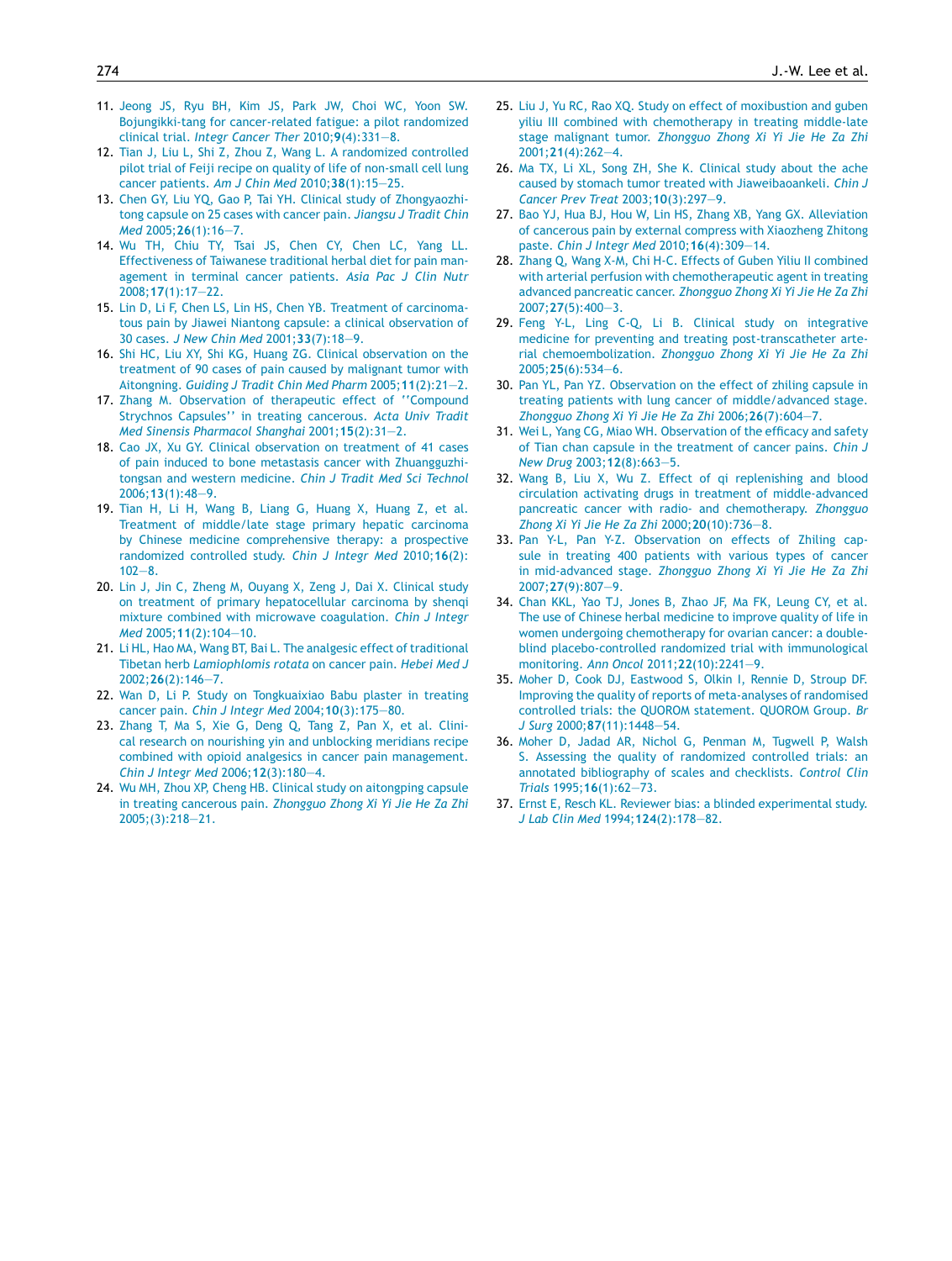11. Jeong JS, Ryu BH, Kim JS, Park JW, Choi WC, Yoon SW. Bojungikki-tang for cancer-related fatigue: a pilot randomized clinical trial. *Integr Cancer Ther* 2010;**9**(4):331—8.
12. Tian J, Liu L, Shi Z, Zhou Z, Wang L. A randomized controlled pilot trial of Feiji recipe on quality of life of non-small cell lung cancer patients. *Am J Chin Med* 2010;**38**(1):15—25.
13. Chen GY, Liu YQ, Gao P, Tai YH. Clinical study of Zhongyaozhitong capsule on 25 cases with cancer pain. *Jiangsu J Tradit Chin Med* 2005;**26**(1):16—7.
14. Wu TH, Chiu TY, Tsai JS, Chen CY, Chen LC, Yang LL. Effectiveness of Taiwanese traditional herbal diet for pain management in terminal cancer patients. *Asia Pac J Clin Nutr* 2008;**17**(1):17—22.
15. Lin D, Li F, Chen LS, Lin HS, Chen YB. Treatment of carcinomatous pain by Jiawei Niantong capsule: a clinical observation of 30 cases. *J New Chin Med* 2001;**33**(7):18—9.
16. Shi HC, Liu XY, Shi KG, Huang ZG. Clinical observation on the treatment of 90 cases of pain caused by malignant tumor with Aitongning. *Guiding J Tradit Chin Med Pharm* 2005;**11**(2):21—2.
17. Zhang M. Observation of therapeutic effect of ''Compound Strychnos Capsules'' in treating cancerous. *Acta Univ Tradit Med Sinensis Pharmacol Shanghai* 2001;**15**(2):31—2.
18. Cao JX, Xu GY. Clinical observation on treatment of 41 cases of pain induced to bone metastasis cancer with Zhuangguzhitongsan and western medicine. *Chin J Tradit Med Sci Technol* 2006;**13**(1):48—9.
19. Tian H, Li H, Wang B, Liang G, Huang X, Huang Z, et al. Treatment of middle/late stage primary hepatic carcinoma by Chinese medicine comprehensive therapy: a prospective randomized controlled study. *Chin J Integr Med* 2010;**16**(2):102—8.
20. Lin J, Jin C, Zheng M, Ouyang X, Zeng J, Dai X. Clinical study on treatment of primary hepatocellular carcinoma by shenqi mixture combined with microwave coagulation. *Chin J Integr Med* 2005;**11**(2):104—10.
21. Li HL, Hao MA, Wang BT, Bai L. The analgesic effect of traditional Tibetan herb *Lamiophlomis rotata* on cancer pain. *Hebei Med J* 2002;**26**(2):146—7.
22. Wan D, Li P. Study on Tongkuaixiao Babu plaster in treating cancer pain. *Chin J Integr Med* 2004;**10**(3):175—80.
23. Zhang T, Ma S, Xie G, Deng Q, Tang Z, Pan X, et al. Clinical research on nourishing yin and unblocking meridians recipe combined with opioid analgesics in cancer pain management. *Chin J Integr Med* 2006;**12**(3):180—4.
24. Wu MH, Zhou XP, Cheng HB. Clinical study on aitongping capsule in treating cancerous pain. *Zhongguo Zhong Xi Yi Jie He Za Zhi* 2005;(3):218—21.
25. Liu J, Yu RC, Rao XQ. Study on effect of moxibustion and guben yiliu III combined with chemotherapy in treating middle-late stage malignant tumor. *Zhongguo Zhong Xi Yi Jie He Za Zhi* 2001;**21**(4):262—4.
26. Ma TX, Li XL, Song ZH, She K. Clinical study about the ache caused by stomach tumor treated with Jiaweibaoankeli. *Chin J Cancer Prev Treat* 2003;**10**(3):297—9.
27. Bao YJ, Hua BJ, Hou W, Lin HS, Zhang XB, Yang GX. Alleviation of cancerous pain by external compress with Xiaozheng Zhitong paste. *Chin J Integr Med* 2010;**16**(4):309—14.
28. Zhang Q, Wang X-M, Chi H-C. Effects of Guben Yiliu II combined with arterial perfusion with chemotherapeutic agent in treating advanced pancreatic cancer. *Zhongguo Zhong Xi Yi Jie He Za Zhi* 2007;**27**(5):400—3.
29. Feng Y-L, Ling C-Q, Li B. Clinical study on integrative medicine for preventing and treating post-transcatheter arterial chemoembolization. *Zhongguo Zhong Xi Yi Jie He Za Zhi* 2005;**25**(6):534—6.
30. Pan YL, Pan YZ. Observation on the effect of zhiling capsule in treating patients with lung cancer of middle/advanced stage. *Zhongguo Zhong Xi Yi Jie He Za Zhi* 2006;**26**(7):604—7.
31. Wei L, Yang CG, Miao WH. Observation of the efficacy and safety of Tian chan capsule in the treatment of cancer pains. *Chin J New Drug* 2003;**12**(8):663—5.
32. Wang B, Liu X, Wu Z. Effect of qi replenishing and blood circulation activating drugs in treatment of middle-advanced pancreatic cancer with radio- and chemotherapy. *Zhongguo Zhong Xi Yi Jie He Za Zhi* 2000;**20**(10):736—8.
33. Pan Y-L, Pan Y-Z. Observation on effects of Zhiling capsule in treating 400 patients with various types of cancer in mid-advanced stage. *Zhongguo Zhong Xi Yi Jie He Za Zhi* 2007;**27**(9):807—9.
34. Chan KKL, Yao TJ, Jones B, Zhao JF, Ma FK, Leung CY, et al. The use of Chinese herbal medicine to improve quality of life in women undergoing chemotherapy for ovarian cancer: a double-blind placebo-controlled randomized trial with immunological monitoring. *Ann Oncol* 2011;**22**(10):2241—9.
35. Moher D, Cook DJ, Eastwood S, Olkin I, Rennie D, Stroup DF. Improving the quality of reports of meta-analyses of randomised controlled trials: the QUOROM statement. QUOROM Group. *Br J Surg* 2000;**87**(11):1448—54.
36. Moher D, Jadad AR, Nichol G, Penman M, Tugwell P, Walsh S. Assessing the quality of randomized controlled trials: an annotated bibliography of scales and checklists. *Control Clin Trials* 1995;**16**(1):62—73.
37. Ernst E, Resch KL. Reviewer bias: a blinded experimental study. *J Lab Clin Med* 1994;**124**(2):178—82.